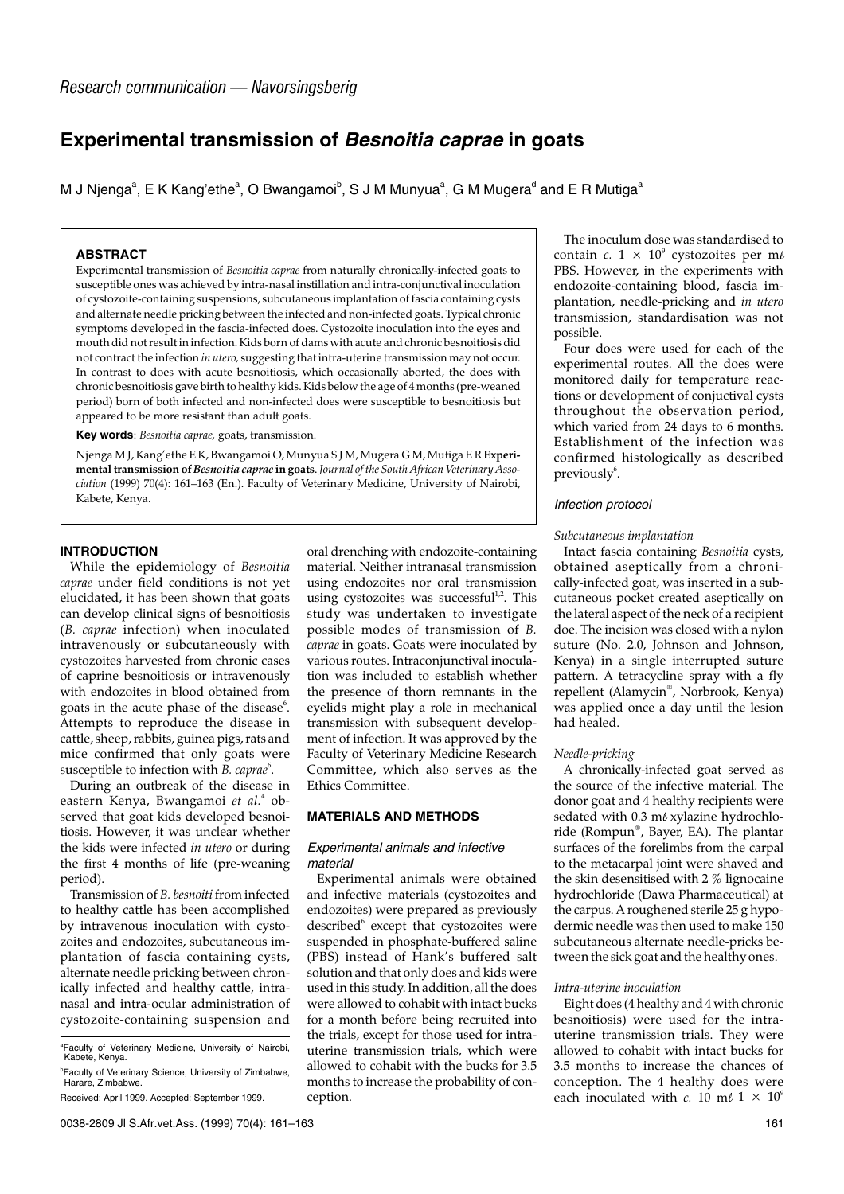Research communication — Navorsingsberig

# Experimental transmission of *Besnoitia caprae* in goats

M J Njenga[a], E K Kang'ethe[a], O Bwangamoi[b], S J M Munyua[a], G M Mugera[d] and E R Mutiga[a]

## ABSTRACT

Experimental transmission of *Besnoitia caprae* from naturally chronically-infected goats to susceptible ones was achieved by intra-nasal instillation and intra-conjunctival inoculation of cystozoite-containing suspensions, subcutaneous implantation of fascia containing cysts and alternate needle pricking between the infected and non-infected goats. Typical chronic symptoms developed in the fascia-infected does. Cystozoite inoculation into the eyes and mouth did not result in infection. Kids born of dams with acute and chronic besnoitiosis did not contract the infection *in utero*, suggesting that intra-uterine transmission may not occur. In contrast to does with acute besnoitiosis, which occasionally aborted, the does with chronic besnoitiosis gave birth to healthy kids. Kids below the age of 4 months (pre-weaned period) born of both infected and non-infected does were susceptible to besnoitiosis but appeared to be more resistant than adult goats.

**Key words**: *Besnoitia caprae*, goats, transmission.

Njenga M J, Kang'ethe E K, Bwangamoi O, Munyua S J M, Mugera G M, Mutiga E R **Experimental transmission of *Besnoitia caprae* in goats.** *Journal of the South African Veterinary Association* (1999) 70(4): 161–163 (En.). Faculty of Veterinary Medicine, University of Nairobi, Kabete, Kenya.

## INTRODUCTION

While the epidemiology of *Besnoitia caprae* under field conditions is not yet elucidated, it has been shown that goats can develop clinical signs of besnoitiosis (*B. caprae* infection) when inoculated intravenously or subcutaneously with cystozoites harvested from chronic cases of caprine besnoitiosis or intravenously with endozoites in blood obtained from goats in the acute phase of the disease[6]. Attempts to reproduce the disease in cattle, sheep, rabbits, guinea pigs, rats and mice confirmed that only goats were susceptible to infection with *B. caprae*[6].

During an outbreak of the disease in eastern Kenya, Bwangamoi *et al.*[4] observed that goat kids developed besnoitiosis. However, it was unclear whether the kids were infected *in utero* or during the first 4 months of life (pre-weaning period).

Transmission of *B. besnoiti* from infected to healthy cattle has been accomplished by intravenous inoculation with cystozoites and endozoites, subcutaneous implantation of fascia containing cysts, alternate needle pricking between chronically infected and healthy cattle, intranasal and intra-ocular administration of cystozoite-containing suspension and oral drenching with endozoite-containing material. Neither intranasal transmission using endozoites nor oral transmission using cystozoites was successful[1,2]. This study was undertaken to investigate possible modes of transmission of *B. caprae* in goats. Goats were inoculated by various routes. Intraconjunctival inoculation was included to establish whether the presence of thorn remnants in the eyelids might play a role in mechanical transmission with subsequent development of infection. It was approved by the Faculty of Veterinary Medicine Research Committee, which also serves as the Ethics Committee.

## MATERIALS AND METHODS

### Experimental animals and infective material

Experimental animals were obtained and infective materials (cystozoites and endozoites) were prepared as previously described[6] except that cystozoites were suspended in phosphate-buffered saline (PBS) instead of Hank's buffered salt solution and that only does and kids were used in this study. In addition, all the does were allowed to cohabit with intact bucks for a month before being recruited into the trials, except for those used for intra-uterine transmission trials, which were allowed to cohabit with the bucks for 3.5 months to increase the probability of conception.

The inoculum dose was standardised to contain *c.* $1 \times 10^9$ cystozoites per mℓ PBS. However, in the experiments with endozoite-containing blood, fascia implantation, needle-pricking and *in utero* transmission, standardisation was not possible.

Four does were used for each of the experimental routes. All the does were monitored daily for temperature reactions or development of conjuctival cysts throughout the observation period, which varied from 24 days to 6 months. Establishment of the infection was confirmed histologically as described previously[6].

### Infection protocol

#### Subcutaneous implantation

Intact fascia containing *Besnoitia* cysts, obtained aseptically from a chronically-infected goat, was inserted in a subcutaneous pocket created aseptically on the lateral aspect of the neck of a recipient doe. The incision was closed with a nylon suture (No. 2.0, Johnson and Johnson, Kenya) in a single interrupted suture pattern. A tetracycline spray with a fly repellent (Alamycin®, Norbrook, Kenya) was applied once a day until the lesion had healed.

#### Needle-pricking

A chronically-infected goat served as the source of the infective material. The donor goat and 4 healthy recipients were sedated with 0.3 mℓ xylazine hydrochloride (Rompun®, Bayer, EA). The plantar surfaces of the forelimbs from the carpal to the metacarpal joint were shaved and the skin desensitised with 2 % lignocaine hydrochloride (Dawa Pharmaceutical) at the carpus. A roughened sterile 25 g hypodermic needle was then used to make 150 subcutaneous alternate needle-pricks between the sick goat and the healthy ones.

#### Intra-uterine inoculation

Eight does (4 healthy and 4 with chronic besnoitiosis) were used for the intra-uterine transmission trials. They were allowed to cohabit with intact bucks for 3.5 months to increase the chances of conception. The 4 healthy does were each inoculated with *c.* 10 mℓ $1 \times 10^9$

[a]Faculty of Veterinary Medicine, University of Nairobi, Kabete, Kenya.

[b]Faculty of Veterinary Science, University of Zimbabwe, Harare, Zimbabwe.

Received: April 1999. Accepted: September 1999.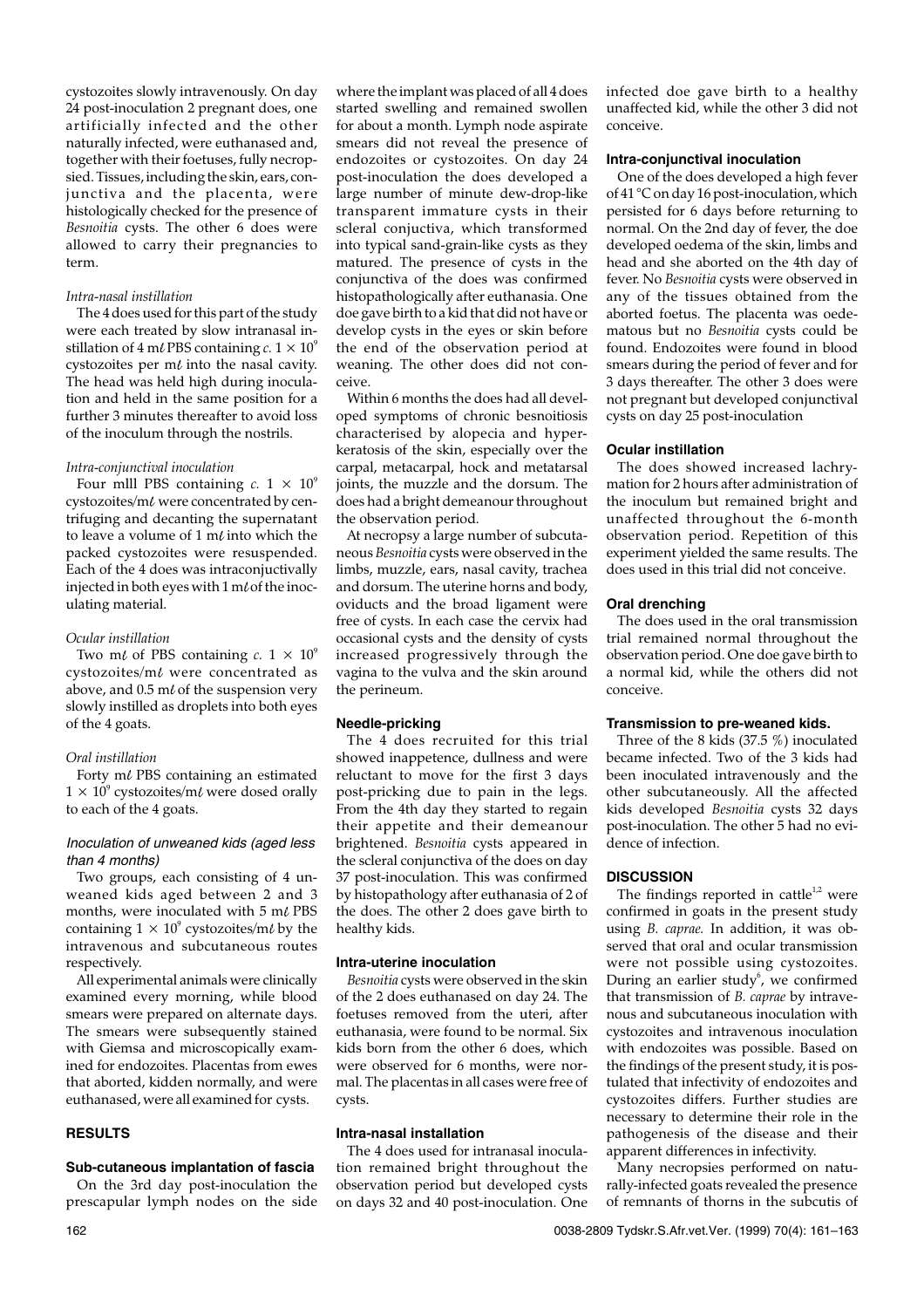cystozoites slowly intravenously. On day 24 post-inoculation 2 pregnant does, one artificially infected and the other naturally infected, were euthanased and, together with their foetuses, fully necropsied. Tissues, including the skin, ears, conjunctiva and the placenta, were histologically checked for the presence of *Besnoitia* cysts. The other 6 does were allowed to carry their pregnancies to term.

*Intra-nasal instillation*

The 4 does used for this part of the study were each treated by slow intranasal instillation of 4 mℓ PBS containing *c.* $1 \times 10^9$ cystozoites per mℓ into the nasal cavity. The head was held high during inoculation and held in the same position for a further 3 minutes thereafter to avoid loss of the inoculum through the nostrils.

*Intra-conjunctival inoculation*

Four mlll PBS containing *c.* $1 \times 10^9$ cystozoites/mℓ were concentrated by centrifuging and decanting the supernatant to leave a volume of 1 mℓ into which the packed cystozoites were resuspended. Each of the 4 does was intraconjunctivally injected in both eyes with 1 mℓ of the inoculating material.

*Ocular instillation*

Two mℓ of PBS containing *c.* $1 \times 10^9$ cystozoites/mℓ were concentrated as above, and 0.5 mℓ of the suspension very slowly instilled as droplets into both eyes of the 4 goats.

*Oral instillation*

Forty mℓ PBS containing an estimated $1 \times 10^9$ cystozoites/mℓ were dosed orally to each of the 4 goats.

### *Inoculation of unweaned kids (aged less than 4 months)*

Two groups, each consisting of 4 unweaned kids aged between 2 and 3 months, were inoculated with 5 mℓ PBS containing $1 \times 10^9$ cystozoites/mℓ by the intravenous and subcutaneous routes respectively.

All experimental animals were clinically examined every morning, while blood smears were prepared on alternate days. The smears were subsequently stained with Giemsa and microscopically examined for endozoites. Placentas from ewes that aborted, kidden normally, and were euthanased, were all examined for cysts.

## RESULTS

### Sub-cutaneous implantation of fascia

On the 3rd day post-inoculation the prescapular lymph nodes on the side where the implant was placed of all 4 does started swelling and remained swollen for about a month. Lymph node aspirate smears did not reveal the presence of endozoites or cystozoites. On day 24 post-inoculation the does developed a large number of minute dew-drop-like transparent immature cysts in their scleral conjuctiva, which transformed into typical sand-grain-like cysts as they matured. The presence of cysts in the conjunctiva of the does was confirmed histopathologically after euthanasia. One doe gave birth to a kid that did not have or develop cysts in the eyes or skin before the end of the observation period at weaning. The other does did not conceive.

Within 6 months the does had all developed symptoms of chronic besnoitiosis characterised by alopecia and hyperkeratosis of the skin, especially over the carpal, metacarpal, hock and metatarsal joints, the muzzle and the dorsum. The does had a bright demeanour throughout the observation period.

At necropsy a large number of subcutaneous *Besnoitia* cysts were observed in the limbs, muzzle, ears, nasal cavity, trachea and dorsum. The uterine horns and body, oviducts and the broad ligament were free of cysts. In each case the cervix had occasional cysts and the density of cysts increased progressively through the vagina to the vulva and the skin around the perineum.

### Needle-pricking

The 4 does recruited for this trial showed inappetence, dullness and were reluctant to move for the first 3 days post-pricking due to pain in the legs. From the 4th day they started to regain their appetite and their demeanour brightened. *Besnoitia* cysts appeared in the scleral conjunctiva of the does on day 37 post-inoculation. This was confirmed by histopathology after euthanasia of 2 of the does. The other 2 does gave birth to healthy kids.

### Intra-uterine inoculation

*Besnoitia* cysts were observed in the skin of the 2 does euthanased on day 24. The foetuses removed from the uteri, after euthanasia, were found to be normal. Six kids born from the other 6 does, which were observed for 6 months, were normal. The placentas in all cases were free of cysts.

### Intra-nasal installation

The 4 does used for intranasal inoculation remained bright throughout the observation period but developed cysts on days 32 and 40 post-inoculation. One infected doe gave birth to a healthy unaffected kid, while the other 3 did not conceive.

### Intra-conjunctival inoculation

One of the does developed a high fever of 41 °C on day 16 post-inoculation, which persisted for 6 days before returning to normal. On the 2nd day of fever, the doe developed oedema of the skin, limbs and head and she aborted on the 4th day of fever. No *Besnoitia* cysts were observed in any of the tissues obtained from the aborted foetus. The placenta was oedematous but no *Besnoitia* cysts could be found. Endozoites were found in blood smears during the period of fever and for 3 days thereafter. The other 3 does were not pregnant but developed conjunctival cysts on day 25 post-inoculation

### Ocular instillation

The does showed increased lachrymation for 2 hours after administration of the inoculum but remained bright and unaffected throughout the 6-month observation period. Repetition of this experiment yielded the same results. The does used in this trial did not conceive.

### Oral drenching

The does used in the oral transmission trial remained normal throughout the observation period. One doe gave birth to a normal kid, while the others did not conceive.

### Transmission to pre-weaned kids.

Three of the 8 kids (37.5 %) inoculated became infected. Two of the 3 kids had been inoculated intravenously and the other subcutaneously. All the affected kids developed *Besnoitia* cysts 32 days post-inoculation. The other 5 had no evidence of infection.

## DISCUSSION

The findings reported in cattle[1,2] were confirmed in goats in the present study using *B. caprae.* In addition, it was observed that oral and ocular transmission were not possible using cystozoites. During an earlier study[6], we confirmed that transmission of *B. caprae* by intravenous and subcutaneous inoculation with cystozoites and intravenous inoculation with endozoites was possible. Based on the findings of the present study, it is postulated that infectivity of endozoites and cystozoites differs. Further studies are necessary to determine their role in the pathogenesis of the disease and their apparent differences in infectivity.

Many necropsies performed on naturally-infected goats revealed the presence of remnants of thorns in the subcutis of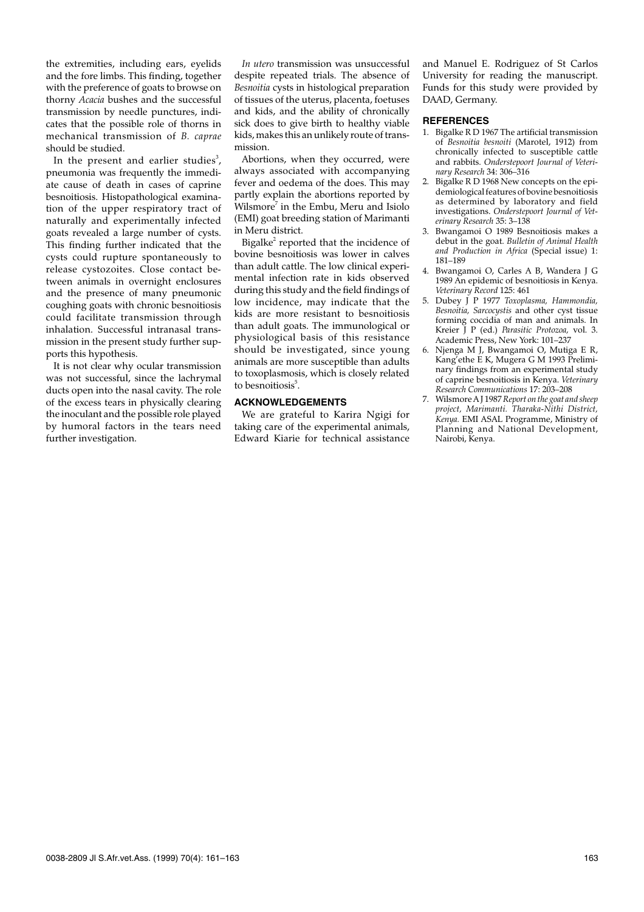the extremities, including ears, eyelids and the fore limbs. This finding, together with the preference of goats to browse on thorny *Acacia* bushes and the successful transmission by needle punctures, indicates that the possible role of thorns in mechanical transmission of *B. caprae* should be studied.

In the present and earlier studies[3], pneumonia was frequently the immediate cause of death in cases of caprine besnoitiosis. Histopathological examination of the upper respiratory tract of naturally and experimentally infected goats revealed a large number of cysts. This finding further indicated that the cysts could rupture spontaneously to release cystozoites. Close contact between animals in overnight enclosures and the presence of many pneumonic coughing goats with chronic besnoitiosis could facilitate transmission through inhalation. Successful intranasal transmission in the present study further supports this hypothesis.

It is not clear why ocular transmission was not successful, since the lachrymal ducts open into the nasal cavity. The role of the excess tears in physically clearing the inoculant and the possible role played by humoral factors in the tears need further investigation.

*In utero* transmission was unsuccessful despite repeated trials. The absence of *Besnoitia* cysts in histological preparation of tissues of the uterus, placenta, foetuses and kids, and the ability of chronically sick does to give birth to healthy viable kids, makes this an unlikely route of transmission.

Abortions, when they occurred, were always associated with accompanying fever and oedema of the does. This may partly explain the abortions reported by Wilsmore[7] in the Embu, Meru and Isiolo (EMI) goat breeding station of Marimanti in Meru district.

Bigalke[2] reported that the incidence of bovine besnoitiosis was lower in calves than adult cattle. The low clinical experimental infection rate in kids observed during this study and the field findings of low incidence, may indicate that the kids are more resistant to besnoitiosis than adult goats. The immunological or physiological basis of this resistance should be investigated, since young animals are more susceptible than adults to toxoplasmosis, which is closely related to besnoitiosis[5].

## ACKNOWLEDGEMENTS

We are grateful to Karira Ngigi for taking care of the experimental animals, Edward Kiarie for technical assistance and Manuel E. Rodriguez of St Carlos University for reading the manuscript. Funds for this study were provided by DAAD, Germany.

## REFERENCES

1. Bigalke R D 1967 The artificial transmission of *Besnoitia besnoiti* (Marotel, 1912) from chronically infected to susceptible cattle and rabbits. *Onderstepoort Journal of Veterinary Research* 34: 306–316
2. Bigalke R D 1968 New concepts on the epidemiological features of bovine besnoitiosis as determined by laboratory and field investigations. *Onderstepoort Journal of Veterinary Research* 35: 3–138
3. Bwangamoi O 1989 Besnoitiosis makes a debut in the goat. *Bulletin of Animal Health and Production in Africa* (Special issue) 1: 181–189
4. Bwangamoi O, Carles A B, Wandera J G 1989 An epidemic of besnoitiosis in Kenya. *Veterinary Record* 125: 461
5. Dubey J P 1977 *Toxoplasma, Hammondia, Besnoitia, Sarcocystis* and other cyst tissue forming coccidia of man and animals. In Kreier J P (ed.) *Parasitic Protozoa,* vol. 3. Academic Press, New York: 101–237
6. Njenga M J, Bwangamoi O, Mutiga E R, Kang'ethe E K, Mugera G M 1993 Preliminary findings from an experimental study of caprine besnoitiosis in Kenya. *Veterinary Research Communications* 17: 203–208
7. Wilsmore A J 1987 *Report on the goat and sheep project, Marimanti. Tharaka-Nithi District, Kenya.* EMI ASAL Programme, Ministry of Planning and National Development, Nairobi, Kenya.